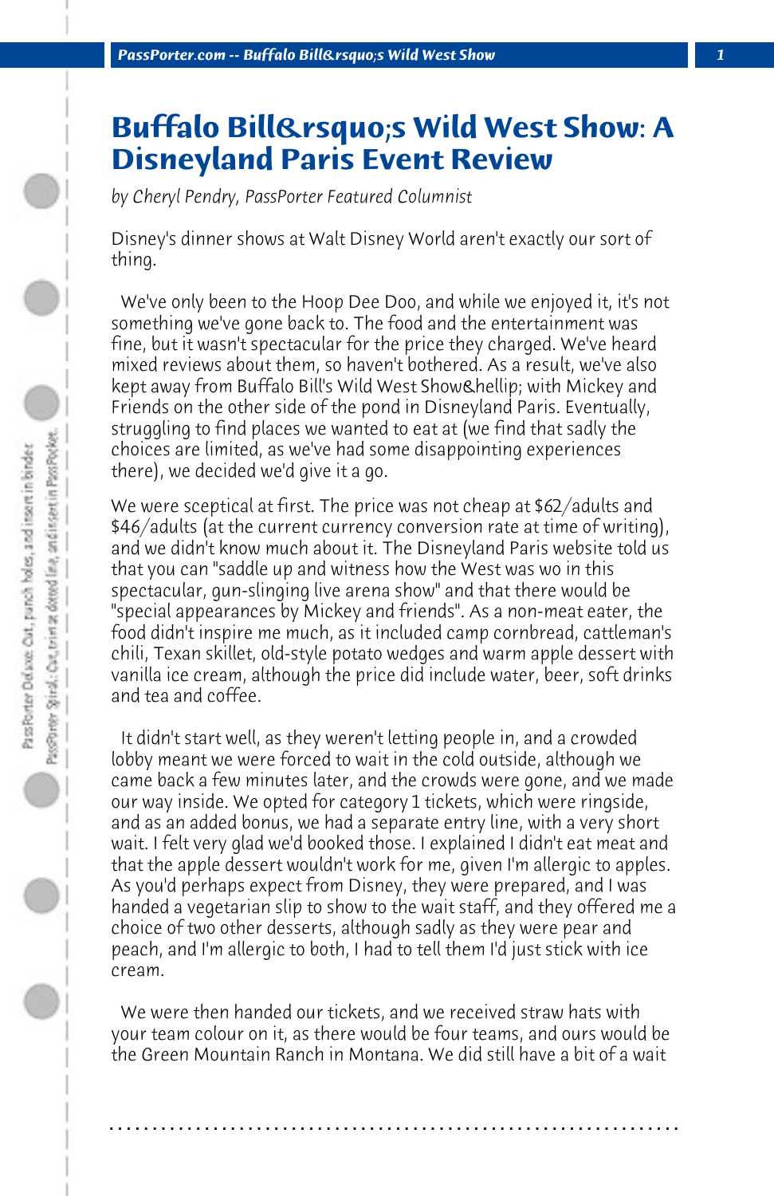# Buffalo Bill&rsquo;s Wild West Show: A Disneyland Paris Event Review

*by Cheryl Pendry, PassPorter Featured Columnist*

Disney's dinner shows at Walt Disney World aren't exactly our sort of thing.

We've only been to the Hoop Dee Doo, and while we enjoyed it, it's not something we've gone back to. The food and the entertainment was fine, but it wasn't spectacular for the price they charged. We've heard mixed reviews about them, so haven't bothered. As a result, we've also kept away from Buffalo Bill's Wild West Show&hellip; with Mickey and Friends on the other side of the pond in Disneyland Paris. Eventually, struggling to find places we wanted to eat at (we find that sadly the choices are limited, as we've had some disappointing experiences there), we decided we'd give it a go.

We were sceptical at first. The price was not cheap at $62/adults and $46/adults (at the current currency conversion rate at time of writing), and we didn't know much about it. The Disneyland Paris website told us that you can "saddle up and witness how the West was wo in this spectacular, gun-slinging live arena show" and that there would be "special appearances by Mickey and friends". As a non-meat eater, the food didn't inspire me much, as it included camp cornbread, cattleman's chili, Texan skillet, old-style potato wedges and warm apple dessert with vanilla ice cream, although the price did include water, beer, soft drinks and tea and coffee.

It didn't start well, as they weren't letting people in, and a crowded lobby meant we were forced to wait in the cold outside, although we came back a few minutes later, and the crowds were gone, and we made our way inside. We opted for category 1 tickets, which were ringside, and as an added bonus, we had a separate entry line, with a very short wait. I felt very glad we'd booked those. I explained I didn't eat meat and that the apple dessert wouldn't work for me, given I'm allergic to apples. As you'd perhaps expect from Disney, they were prepared, and I was handed a vegetarian slip to show to the wait staff, and they offered me a choice of two other desserts, although sadly as they were pear and peach, and I'm allergic to both, I had to tell them I'd just stick with ice cream.

We were then handed our tickets, and we received straw hats with your team colour on it, as there would be four teams, and ours would be the Green Mountain Ranch in Montana. We did still have a bit of a wait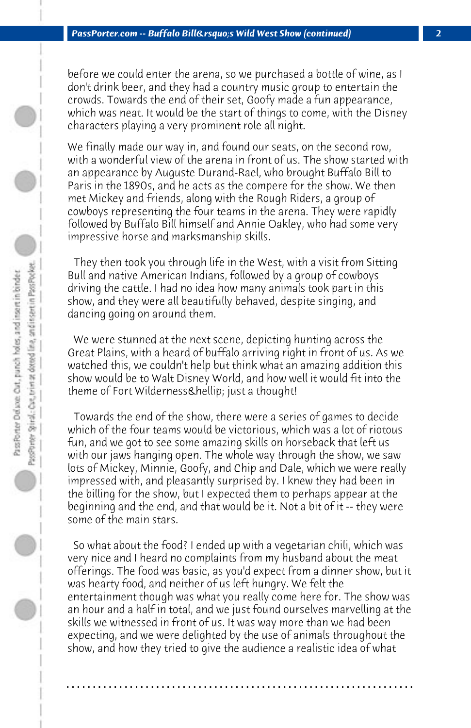before we could enter the arena, so we purchased a bottle of wine, as I don't drink beer, and they had a country music group to entertain the crowds. Towards the end of their set, Goofy made a fun appearance, which was neat. It would be the start of things to come, with the Disney characters playing a very prominent role all night.

We finally made our way in, and found our seats, on the second row, with a wonderful view of the arena in front of us. The show started with an appearance by Auguste Durand-Rael, who brought Buffalo Bill to Paris in the 1890s, and he acts as the compere for the show. We then met Mickey and friends, along with the Rough Riders, a group of cowboys representing the four teams in the arena. They were rapidly followed by Buffalo Bill himself and Annie Oakley, who had some very impressive horse and marksmanship skills.

They then took you through life in the West, with a visit from Sitting Bull and native American Indians, followed by a group of cowboys driving the cattle. I had no idea how many animals took part in this show, and they were all beautifully behaved, despite singing, and dancing going on around them.

We were stunned at the next scene, depicting hunting across the Great Plains, with a heard of buffalo arriving right in front of us. As we watched this, we couldn't help but think what an amazing addition this show would be to Walt Disney World, and how well it would fit into the theme of Fort Wilderness&hellip; just a thought!

Towards the end of the show, there were a series of games to decide which of the four teams would be victorious, which was a lot of riotous fun, and we got to see some amazing skills on horseback that left us with our jaws hanging open. The whole way through the show, we saw lots of Mickey, Minnie, Goofy, and Chip and Dale, which we were really impressed with, and pleasantly surprised by. I knew they had been in the billing for the show, but I expected them to perhaps appear at the beginning and the end, and that would be it. Not a bit of it -- they were some of the main stars.

So what about the food? I ended up with a vegetarian chili, which was very nice and I heard no complaints from my husband about the meat offerings. The food was basic, as you'd expect from a dinner show, but it was hearty food, and neither of us left hungry. We felt the entertainment though was what you really come here for. The show was an hour and a half in total, and we just found ourselves marvelling at the skills we witnessed in front of us. It was way more than we had been expecting, and we were delighted by the use of animals throughout the show, and how they tried to give the audience a realistic idea of what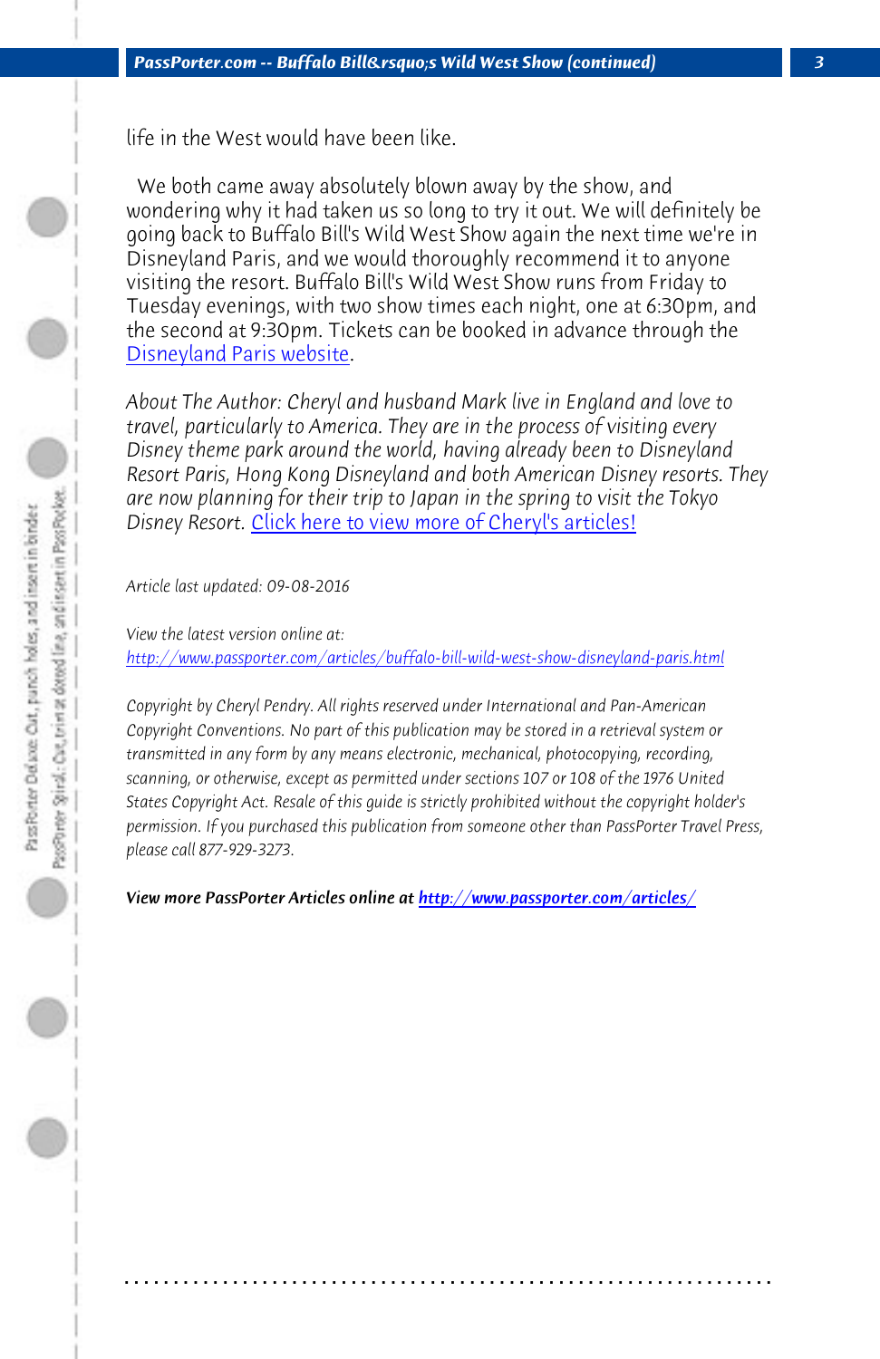life in the West would have been like.

We both came away absolutely blown away by the show, and wondering why it had taken us so long to try it out. We will definitely be going back to Buffalo Bill's Wild West Show again the next time we're in Disneyland Paris, and we would thoroughly recommend it to anyone visiting the resort. Buffalo Bill's Wild West Show runs from Friday to Tuesday evenings, with two show times each night, one at 6:30pm, and the second at 9:30pm. Tickets can be booked in advance through the Disneyland Paris website.

*About The Author: Cheryl and husband Mark live in England and love to travel, particularly to America. They are in the process of visiting every Disney theme park around the world, having already been to Disneyland Resort Paris, Hong Kong Disneyland and both American Disney resorts. They are now planning for their trip to Japan in the spring to visit the Tokyo Disney Resort.* Click here to view more of Cheryl's articles!

*Article last updated: 09-08-2016*

*View the latest version online at:*
*http://www.passporter.com/articles/buffalo-bill-wild-west-show-disneyland-paris.html*

*Copyright by Cheryl Pendry. All rights reserved under International and Pan-American Copyright Conventions. No part of this publication may be stored in a retrieval system or transmitted in any form by any means electronic, mechanical, photocopying, recording, scanning, or otherwise, except as permitted under sections 107 or 108 of the 1976 United States Copyright Act. Resale of this guide is strictly prohibited without the copyright holder's permission. If you purchased this publication from someone other than PassPorter Travel Press, please call 877-929-3273.*

***View more PassPorter Articles online at http://www.passporter.com/articles/***